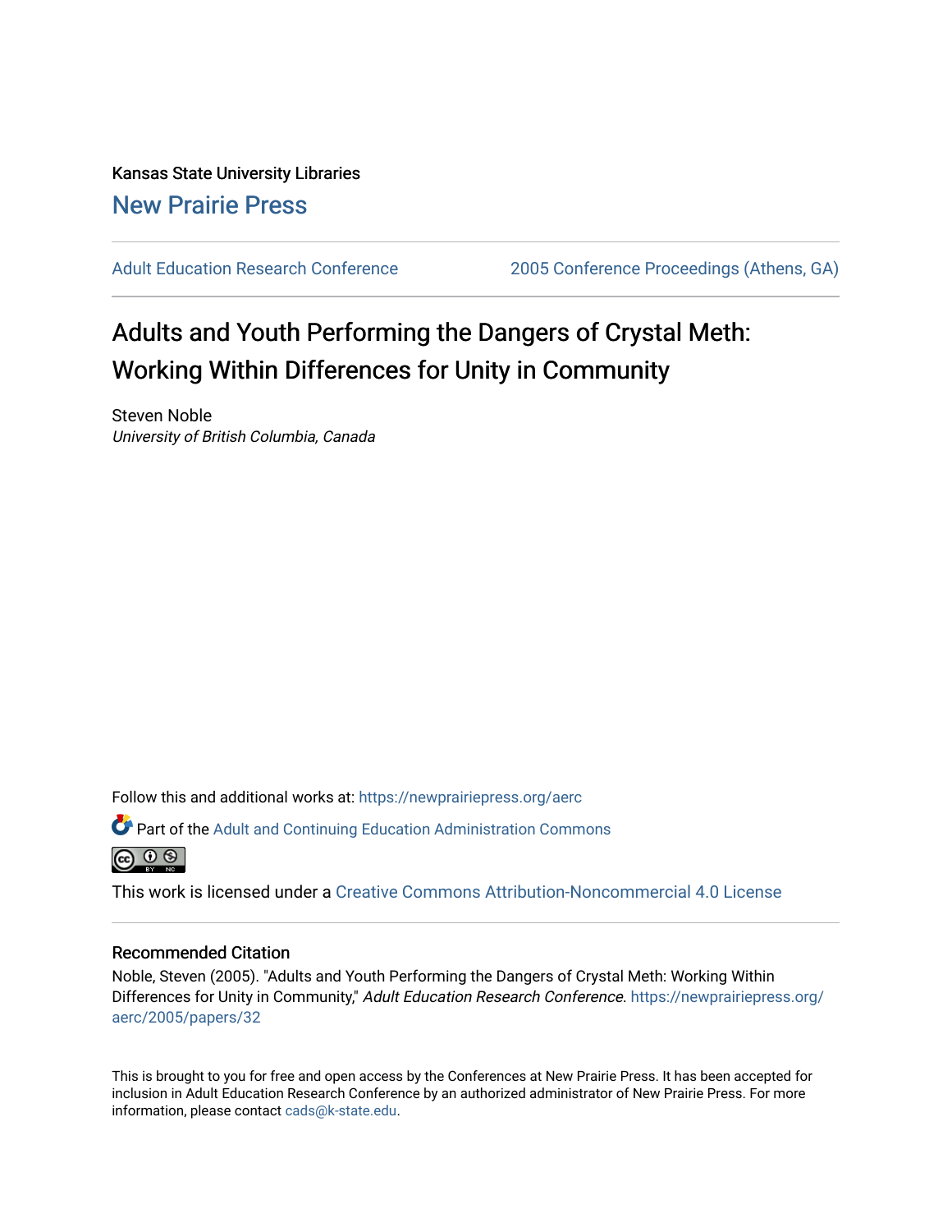Kansas State University Libraries

New Prairie Press

Adult Education Research Conference | 2005 Conference Proceedings (Athens, GA)

# Adults and Youth Performing the Dangers of Crystal Meth: Working Within Differences for Unity in Community

Steven Noble
*University of British Columbia, Canada*

Follow this and additional works at: https://newprairiepress.org/aerc

Part of the Adult and Continuing Education Administration Commons

This work is licensed under a Creative Commons Attribution-Noncommercial 4.0 License

## Recommended Citation

Noble, Steven (2005). "Adults and Youth Performing the Dangers of Crystal Meth: Working Within Differences for Unity in Community," *Adult Education Research Conference*. https://newprairiepress.org/aerc/2005/papers/32

This is brought to you for free and open access by the Conferences at New Prairie Press. It has been accepted for inclusion in Adult Education Research Conference by an authorized administrator of New Prairie Press. For more information, please contact cads@k-state.edu.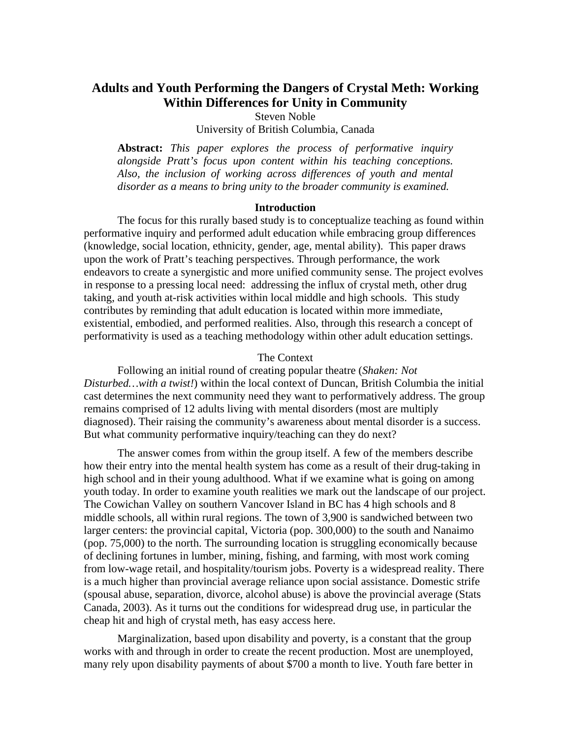# Adults and Youth Performing the Dangers of Crystal Meth: Working Within Differences for Unity in Community

Steven Noble
University of British Columbia, Canada

**Abstract:** *This paper explores the process of performative inquiry alongside Pratt's focus upon content within his teaching conceptions. Also, the inclusion of working across differences of youth and mental disorder as a means to bring unity to the broader community is examined.*

## Introduction

The focus for this rurally based study is to conceptualize teaching as found within performative inquiry and performed adult education while embracing group differences (knowledge, social location, ethnicity, gender, age, mental ability). This paper draws upon the work of Pratt's teaching perspectives. Through performance, the work endeavors to create a synergistic and more unified community sense. The project evolves in response to a pressing local need: addressing the influx of crystal meth, other drug taking, and youth at-risk activities within local middle and high schools. This study contributes by reminding that adult education is located within more immediate, existential, embodied, and performed realities. Also, through this research a concept of performativity is used as a teaching methodology within other adult education settings.

### The Context

Following an initial round of creating popular theatre (*Shaken: Not Disturbed…with a twist!*) within the local context of Duncan, British Columbia the initial cast determines the next community need they want to performatively address. The group remains comprised of 12 adults living with mental disorders (most are multiply diagnosed). Their raising the community's awareness about mental disorder is a success. But what community performative inquiry/teaching can they do next?

The answer comes from within the group itself. A few of the members describe how their entry into the mental health system has come as a result of their drug-taking in high school and in their young adulthood. What if we examine what is going on among youth today. In order to examine youth realities we mark out the landscape of our project. The Cowichan Valley on southern Vancouver Island in BC has 4 high schools and 8 middle schools, all within rural regions. The town of 3,900 is sandwiched between two larger centers: the provincial capital, Victoria (pop. 300,000) to the south and Nanaimo (pop. 75,000) to the north. The surrounding location is struggling economically because of declining fortunes in lumber, mining, fishing, and farming, with most work coming from low-wage retail, and hospitality/tourism jobs. Poverty is a widespread reality. There is a much higher than provincial average reliance upon social assistance. Domestic strife (spousal abuse, separation, divorce, alcohol abuse) is above the provincial average (Stats Canada, 2003). As it turns out the conditions for widespread drug use, in particular the cheap hit and high of crystal meth, has easy access here.

Marginalization, based upon disability and poverty, is a constant that the group works with and through in order to create the recent production. Most are unemployed, many rely upon disability payments of about $700 a month to live. Youth fare better in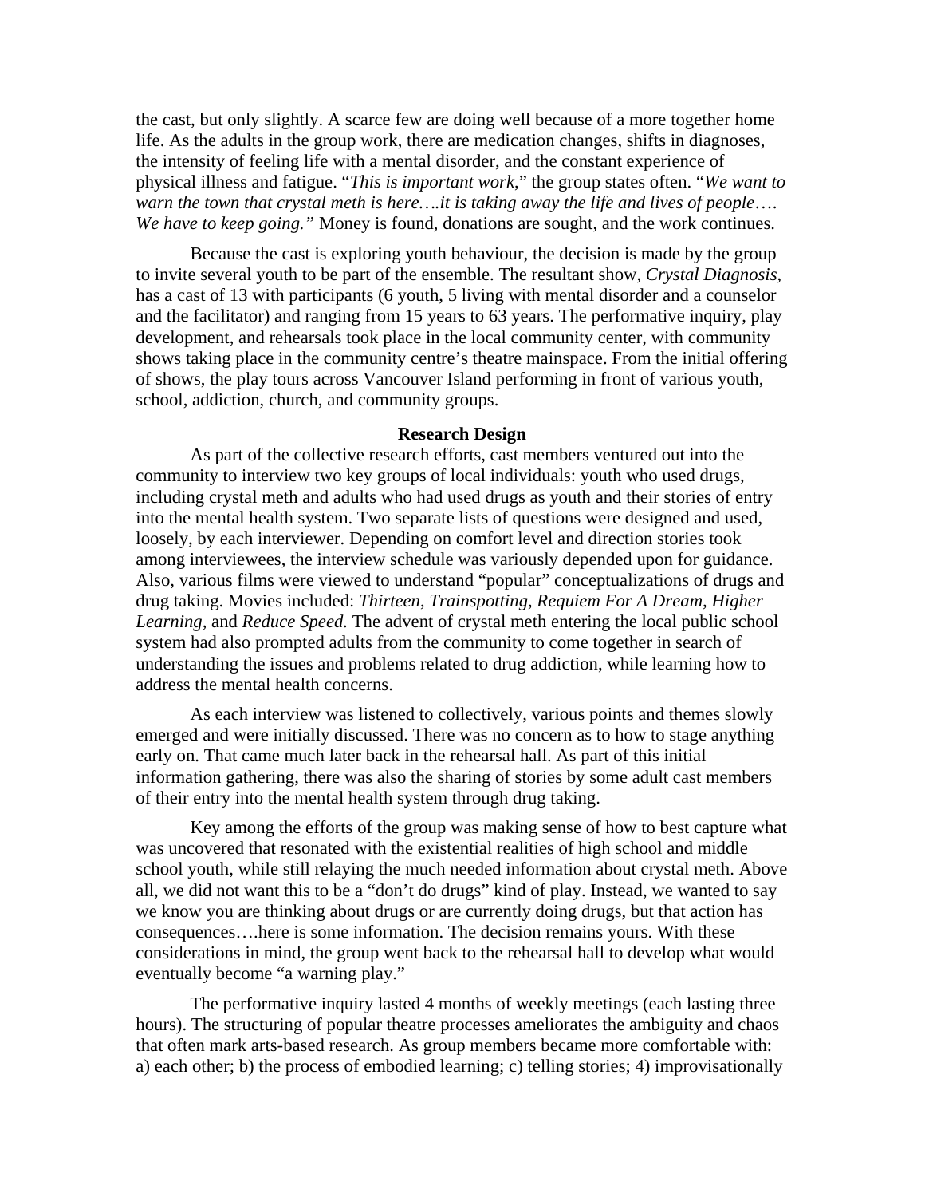the cast, but only slightly. A scarce few are doing well because of a more together home life. As the adults in the group work, there are medication changes, shifts in diagnoses, the intensity of feeling life with a mental disorder, and the constant experience of physical illness and fatigue. "*This is important work*," the group states often. "*We want to warn the town that crystal meth is here….it is taking away the life and lives of people…. We have to keep going.*" Money is found, donations are sought, and the work continues.

Because the cast is exploring youth behaviour, the decision is made by the group to invite several youth to be part of the ensemble. The resultant show, *Crystal Diagnosis*, has a cast of 13 with participants (6 youth, 5 living with mental disorder and a counselor and the facilitator) and ranging from 15 years to 63 years. The performative inquiry, play development, and rehearsals took place in the local community center, with community shows taking place in the community centre's theatre mainspace. From the initial offering of shows, the play tours across Vancouver Island performing in front of various youth, school, addiction, church, and community groups.

## Research Design

As part of the collective research efforts, cast members ventured out into the community to interview two key groups of local individuals: youth who used drugs, including crystal meth and adults who had used drugs as youth and their stories of entry into the mental health system. Two separate lists of questions were designed and used, loosely, by each interviewer. Depending on comfort level and direction stories took among interviewees, the interview schedule was variously depended upon for guidance. Also, various films were viewed to understand "popular" conceptualizations of drugs and drug taking. Movies included: *Thirteen*, *Trainspotting, Requiem For A Dream, Higher Learning,* and *Reduce Speed.* The advent of crystal meth entering the local public school system had also prompted adults from the community to come together in search of understanding the issues and problems related to drug addiction, while learning how to address the mental health concerns.

As each interview was listened to collectively, various points and themes slowly emerged and were initially discussed. There was no concern as to how to stage anything early on. That came much later back in the rehearsal hall. As part of this initial information gathering, there was also the sharing of stories by some adult cast members of their entry into the mental health system through drug taking.

Key among the efforts of the group was making sense of how to best capture what was uncovered that resonated with the existential realities of high school and middle school youth, while still relaying the much needed information about crystal meth. Above all, we did not want this to be a "don't do drugs" kind of play. Instead, we wanted to say we know you are thinking about drugs or are currently doing drugs, but that action has consequences….here is some information. The decision remains yours. With these considerations in mind, the group went back to the rehearsal hall to develop what would eventually become "a warning play."

The performative inquiry lasted 4 months of weekly meetings (each lasting three hours). The structuring of popular theatre processes ameliorates the ambiguity and chaos that often mark arts-based research. As group members became more comfortable with: a) each other; b) the process of embodied learning; c) telling stories; 4) improvisationally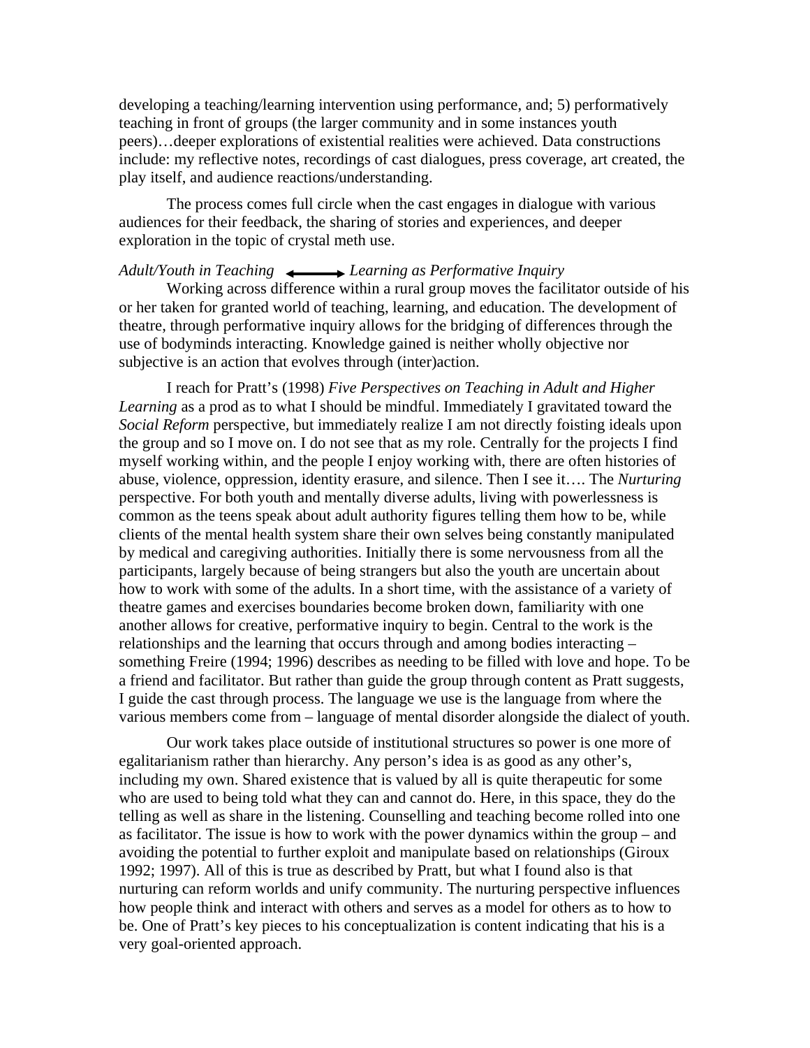developing a teaching/learning intervention using performance, and; 5) performatively teaching in front of groups (the larger community and in some instances youth peers)…deeper explorations of existential realities were achieved. Data constructions include: my reflective notes, recordings of cast dialogues, press coverage, art created, the play itself, and audience reactions/understanding.

The process comes full circle when the cast engages in dialogue with various audiences for their feedback, the sharing of stories and experiences, and deeper exploration in the topic of crystal meth use.

*Adult/Youth in Teaching ⟷ Learning as Performative Inquiry*

Working across difference within a rural group moves the facilitator outside of his or her taken for granted world of teaching, learning, and education. The development of theatre, through performative inquiry allows for the bridging of differences through the use of bodyminds interacting. Knowledge gained is neither wholly objective nor subjective is an action that evolves through (inter)action.

I reach for Pratt's (1998) *Five Perspectives on Teaching in Adult and Higher Learning* as a prod as to what I should be mindful. Immediately I gravitated toward the *Social Reform* perspective, but immediately realize I am not directly foisting ideals upon the group and so I move on. I do not see that as my role. Centrally for the projects I find myself working within, and the people I enjoy working with, there are often histories of abuse, violence, oppression, identity erasure, and silence. Then I see it…. The *Nurturing* perspective. For both youth and mentally diverse adults, living with powerlessness is common as the teens speak about adult authority figures telling them how to be, while clients of the mental health system share their own selves being constantly manipulated by medical and caregiving authorities. Initially there is some nervousness from all the participants, largely because of being strangers but also the youth are uncertain about how to work with some of the adults. In a short time, with the assistance of a variety of theatre games and exercises boundaries become broken down, familiarity with one another allows for creative, performative inquiry to begin. Central to the work is the relationships and the learning that occurs through and among bodies interacting – something Freire (1994; 1996) describes as needing to be filled with love and hope. To be a friend and facilitator. But rather than guide the group through content as Pratt suggests, I guide the cast through process. The language we use is the language from where the various members come from – language of mental disorder alongside the dialect of youth.

Our work takes place outside of institutional structures so power is one more of egalitarianism rather than hierarchy. Any person's idea is as good as any other's, including my own. Shared existence that is valued by all is quite therapeutic for some who are used to being told what they can and cannot do. Here, in this space, they do the telling as well as share in the listening. Counselling and teaching become rolled into one as facilitator. The issue is how to work with the power dynamics within the group – and avoiding the potential to further exploit and manipulate based on relationships (Giroux 1992; 1997). All of this is true as described by Pratt, but what I found also is that nurturing can reform worlds and unify community. The nurturing perspective influences how people think and interact with others and serves as a model for others as to how to be. One of Pratt's key pieces to his conceptualization is content indicating that his is a very goal-oriented approach.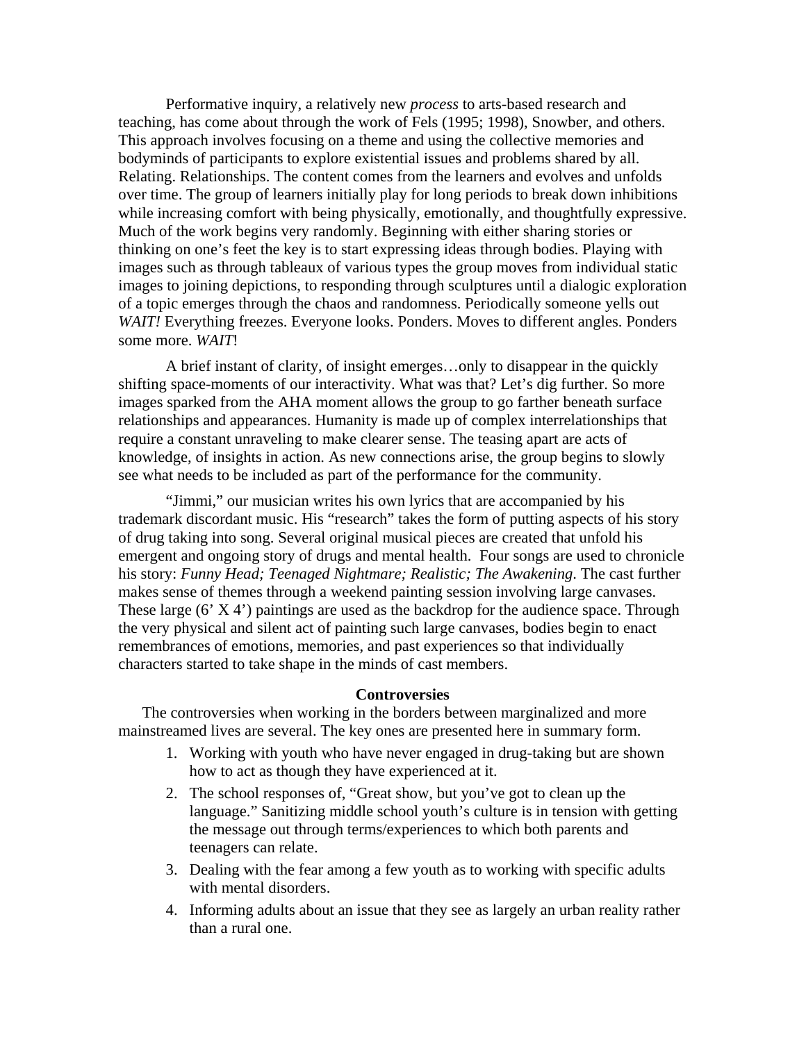Performative inquiry, a relatively new *process* to arts-based research and teaching, has come about through the work of Fels (1995; 1998), Snowber, and others. This approach involves focusing on a theme and using the collective memories and bodyminds of participants to explore existential issues and problems shared by all. Relating. Relationships. The content comes from the learners and evolves and unfolds over time. The group of learners initially play for long periods to break down inhibitions while increasing comfort with being physically, emotionally, and thoughtfully expressive. Much of the work begins very randomly. Beginning with either sharing stories or thinking on one's feet the key is to start expressing ideas through bodies. Playing with images such as through tableaux of various types the group moves from individual static images to joining depictions, to responding through sculptures until a dialogic exploration of a topic emerges through the chaos and randomness. Periodically someone yells out *WAIT!* Everything freezes. Everyone looks. Ponders. Moves to different angles. Ponders some more. *WAIT*!

A brief instant of clarity, of insight emerges…only to disappear in the quickly shifting space-moments of our interactivity. What was that? Let's dig further. So more images sparked from the AHA moment allows the group to go farther beneath surface relationships and appearances. Humanity is made up of complex interrelationships that require a constant unraveling to make clearer sense. The teasing apart are acts of knowledge, of insights in action. As new connections arise, the group begins to slowly see what needs to be included as part of the performance for the community.

"Jimmi," our musician writes his own lyrics that are accompanied by his trademark discordant music. His "research" takes the form of putting aspects of his story of drug taking into song. Several original musical pieces are created that unfold his emergent and ongoing story of drugs and mental health. Four songs are used to chronicle his story: *Funny Head; Teenaged Nightmare; Realistic; The Awakening.* The cast further makes sense of themes through a weekend painting session involving large canvases. These large (6' X 4') paintings are used as the backdrop for the audience space. Through the very physical and silent act of painting such large canvases, bodies begin to enact remembrances of emotions, memories, and past experiences so that individually characters started to take shape in the minds of cast members.

## Controversies

The controversies when working in the borders between marginalized and more mainstreamed lives are several. The key ones are presented here in summary form.

1. Working with youth who have never engaged in drug-taking but are shown how to act as though they have experienced at it.
2. The school responses of, "Great show, but you've got to clean up the language." Sanitizing middle school youth's culture is in tension with getting the message out through terms/experiences to which both parents and teenagers can relate.
3. Dealing with the fear among a few youth as to working with specific adults with mental disorders.
4. Informing adults about an issue that they see as largely an urban reality rather than a rural one.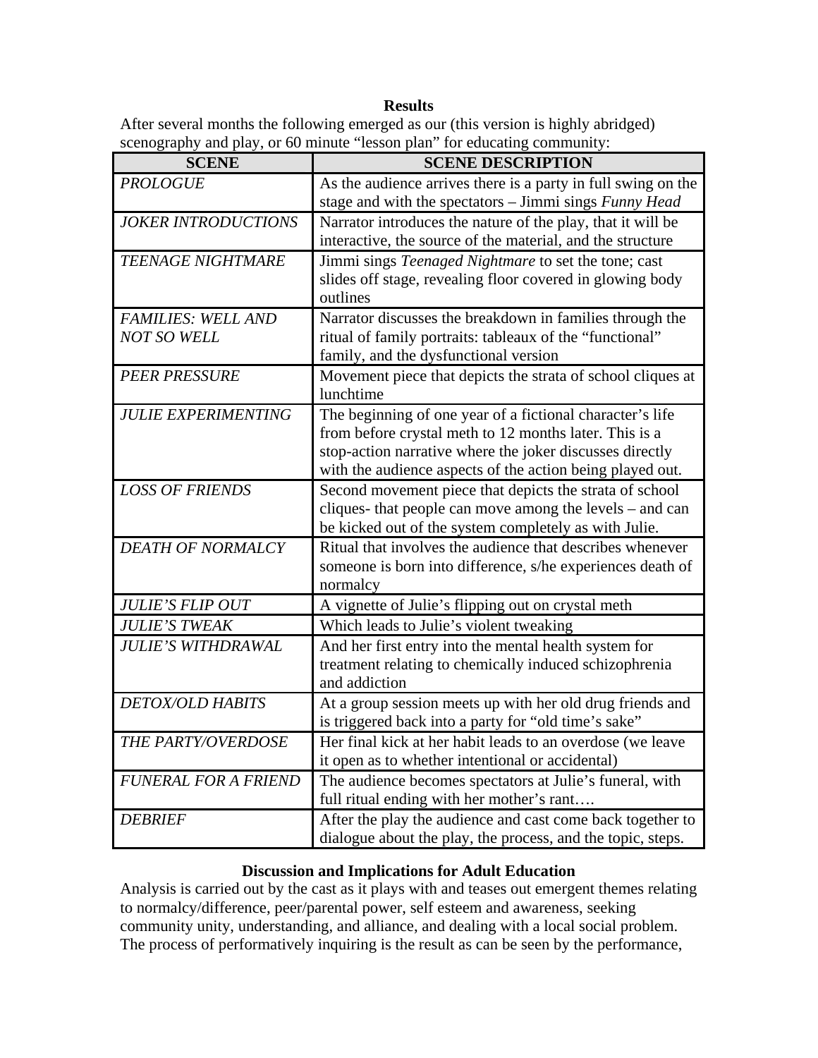**Results**

After several months the following emerged as our (this version is highly abridged) scenography and play, or 60 minute "lesson plan" for educating community:

| SCENE | SCENE DESCRIPTION |
|---|---|
| *PROLOGUE* | As the audience arrives there is a party in full swing on the stage and with the spectators – Jimmi sings *Funny Head* |
| *JOKER INTRODUCTIONS* | Narrator introduces the nature of the play, that it will be interactive, the source of the material, and the structure |
| *TEENAGE NIGHTMARE* | Jimmi sings *Teenaged Nightmare* to set the tone; cast slides off stage, revealing floor covered in glowing body outlines |
| *FAMILIES: WELL AND NOT SO WELL* | Narrator discusses the breakdown in families through the ritual of family portraits: tableaux of the "functional" family, and the dysfunctional version |
| *PEER PRESSURE* | Movement piece that depicts the strata of school cliques at lunchtime |
| *JULIE EXPERIMENTING* | The beginning of one year of a fictional character's life from before crystal meth to 12 months later. This is a stop-action narrative where the joker discusses directly with the audience aspects of the action being played out. |
| *LOSS OF FRIENDS* | Second movement piece that depicts the strata of school cliques- that people can move among the levels – and can be kicked out of the system completely as with Julie. |
| *DEATH OF NORMALCY* | Ritual that involves the audience that describes whenever someone is born into difference, s/he experiences death of normalcy |
| *JULIE'S FLIP OUT* | A vignette of Julie's flipping out on crystal meth |
| *JULIE'S TWEAK* | Which leads to Julie's violent tweaking |
| *JULIE'S WITHDRAWAL* | And her first entry into the mental health system for treatment relating to chemically induced schizophrenia and addiction |
| *DETOX/OLD HABITS* | At a group session meets up with her old drug friends and is triggered back into a party for "old time's sake" |
| *THE PARTY/OVERDOSE* | Her final kick at her habit leads to an overdose (we leave it open as to whether intentional or accidental) |
| *FUNERAL FOR A FRIEND* | The audience becomes spectators at Julie's funeral, with full ritual ending with her mother's rant…. |
| *DEBRIEF* | After the play the audience and cast come back together to dialogue about the play, the process, and the topic, steps. |

**Discussion and Implications for Adult Education**

Analysis is carried out by the cast as it plays with and teases out emergent themes relating to normalcy/difference, peer/parental power, self esteem and awareness, seeking community unity, understanding, and alliance, and dealing with a local social problem. The process of performatively inquiring is the result as can be seen by the performance,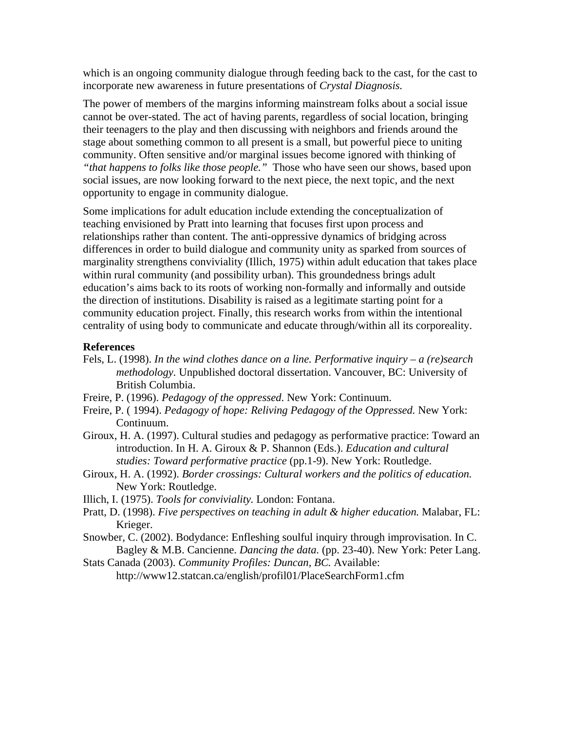which is an ongoing community dialogue through feeding back to the cast, for the cast to incorporate new awareness in future presentations of *Crystal Diagnosis.*

The power of members of the margins informing mainstream folks about a social issue cannot be over-stated. The act of having parents, regardless of social location, bringing their teenagers to the play and then discussing with neighbors and friends around the stage about something common to all present is a small, but powerful piece to uniting community. Often sensitive and/or marginal issues become ignored with thinking of *"that happens to folks like those people."* Those who have seen our shows, based upon social issues, are now looking forward to the next piece, the next topic, and the next opportunity to engage in community dialogue.

Some implications for adult education include extending the conceptualization of teaching envisioned by Pratt into learning that focuses first upon process and relationships rather than content. The anti-oppressive dynamics of bridging across differences in order to build dialogue and community unity as sparked from sources of marginality strengthens conviviality (Illich, 1975) within adult education that takes place within rural community (and possibility urban). This groundedness brings adult education's aims back to its roots of working non-formally and informally and outside the direction of institutions. Disability is raised as a legitimate starting point for a community education project. Finally, this research works from within the intentional centrality of using body to communicate and educate through/within all its corporeality.

**References**

Fels, L. (1998). *In the wind clothes dance on a line. Performative inquiry – a (re)search methodology.* Unpublished doctoral dissertation. Vancouver, BC: University of British Columbia.

Freire, P. (1996). *Pedagogy of the oppressed*. New York: Continuum.

Freire, P. ( 1994). *Pedagogy of hope: Reliving Pedagogy of the Oppressed.* New York: Continuum.

Giroux, H. A. (1997). Cultural studies and pedagogy as performative practice: Toward an introduction. In H. A. Giroux & P. Shannon (Eds.). *Education and cultural studies: Toward performative practice* (pp.1-9). New York: Routledge.

Giroux, H. A. (1992). *Border crossings: Cultural workers and the politics of education.* New York: Routledge.

Illich, I. (1975). *Tools for conviviality.* London: Fontana.

Pratt, D. (1998). *Five perspectives on teaching in adult & higher education.* Malabar, FL: Krieger.

Snowber, C. (2002). Bodydance: Enfleshing soulful inquiry through improvisation. In C. Bagley & M.B. Cancienne. *Dancing the data.* (pp. 23-40). New York: Peter Lang.

Stats Canada (2003). *Community Profiles: Duncan, BC.* Available: http://www12.statcan.ca/english/profil01/PlaceSearchForm1.cfm